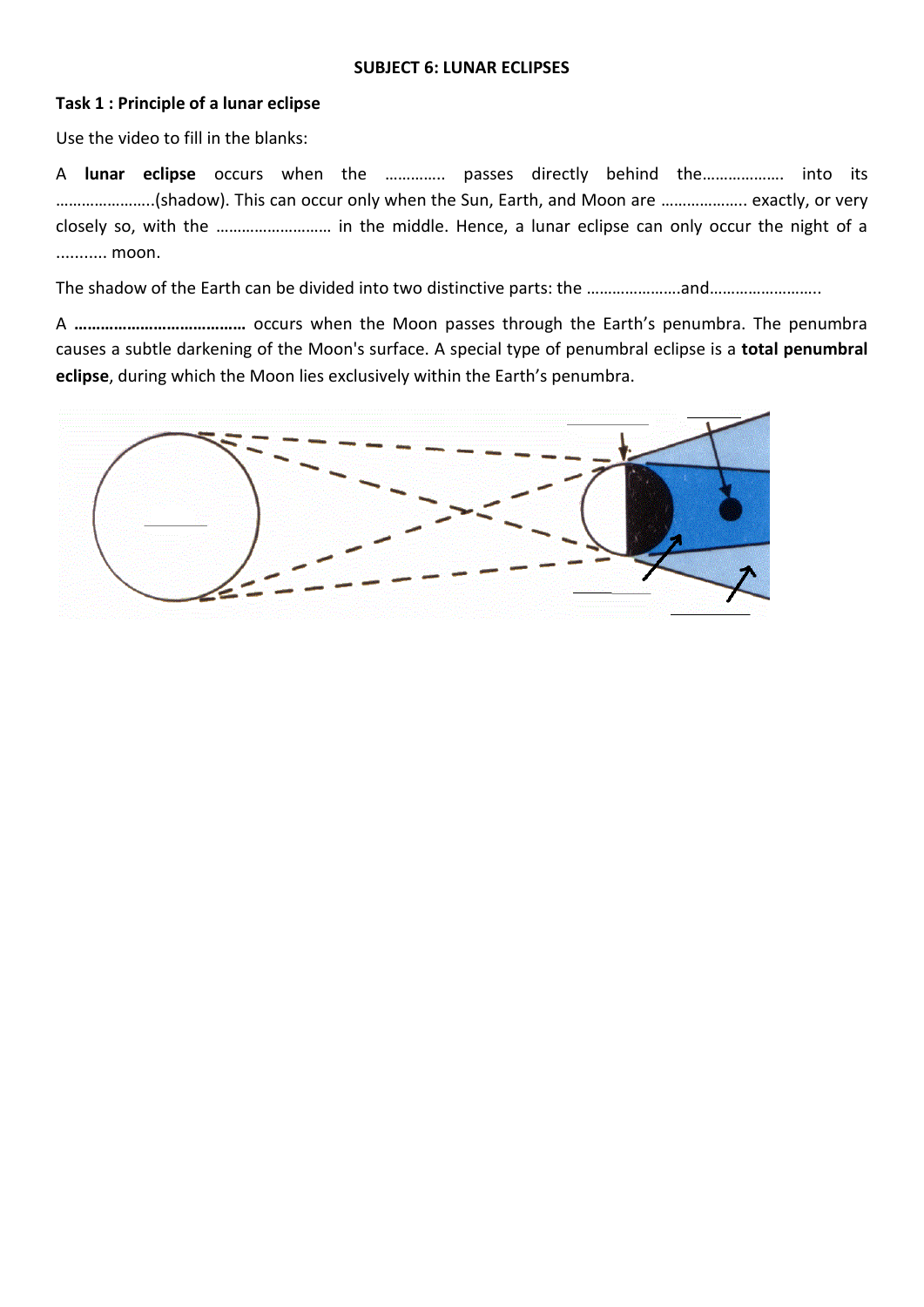**SUBJECT 6: LUNAR ECLIPSES**

**Task 1 : Principle of a lunar eclipse**

Use the video to fill in the blanks:

A **lunar eclipse** occurs when the ………….. passes directly behind the………………. into its …………………..(shadow). This can occur only when the Sun, Earth, and Moon are ……………….. exactly, or very closely so, with the ……………………… in the middle. Hence, a lunar eclipse can only occur the night of a ........... moon.

The shadow of the Earth can be divided into two distinctive parts: the ………………….and……………………..

A **………………………………** occurs when the Moon passes through the Earth's penumbra. The penumbra causes a subtle darkening of the Moon's surface. A special type of penumbral eclipse is a **total penumbral eclipse**, during which the Moon lies exclusively within the Earth's penumbra.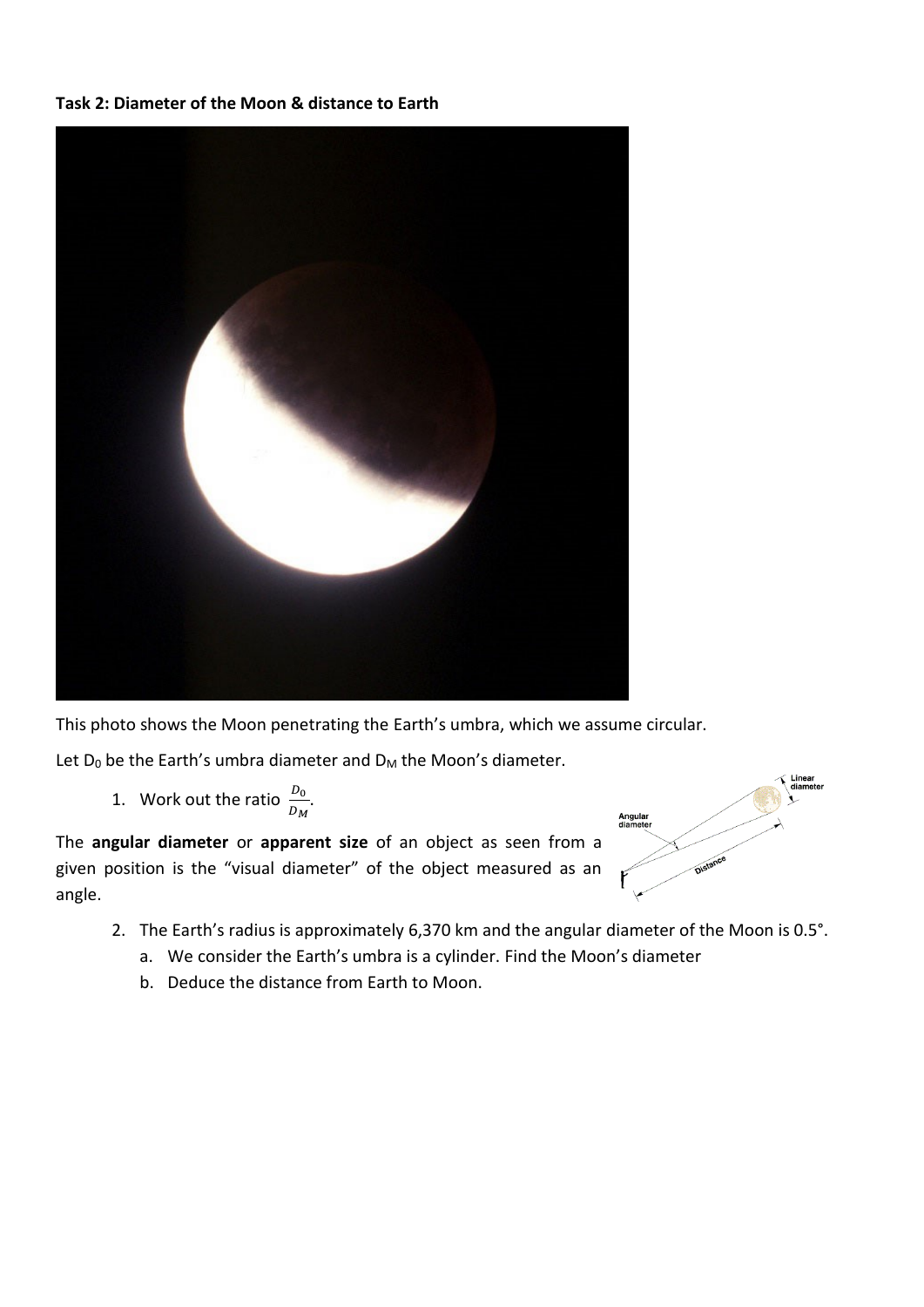**Task 2: Diameter of the Moon & distance to Earth**

This photo shows the Moon penetrating the Earth's umbra, which we assume circular.

Let $D_0$ be the Earth's umbra diameter and $D_M$ the Moon's diameter.

1. Work out the ratio $\frac{D_0}{D_M}$.

The **angular diameter** or **apparent size** of an object as seen from a given position is the "visual diameter" of the object measured as an angle.

2. The Earth's radius is approximately 6,370 km and the angular diameter of the Moon is 0.5°.
   a. We consider the Earth's umbra is a cylinder. Find the Moon's diameter
   b. Deduce the distance from Earth to Moon.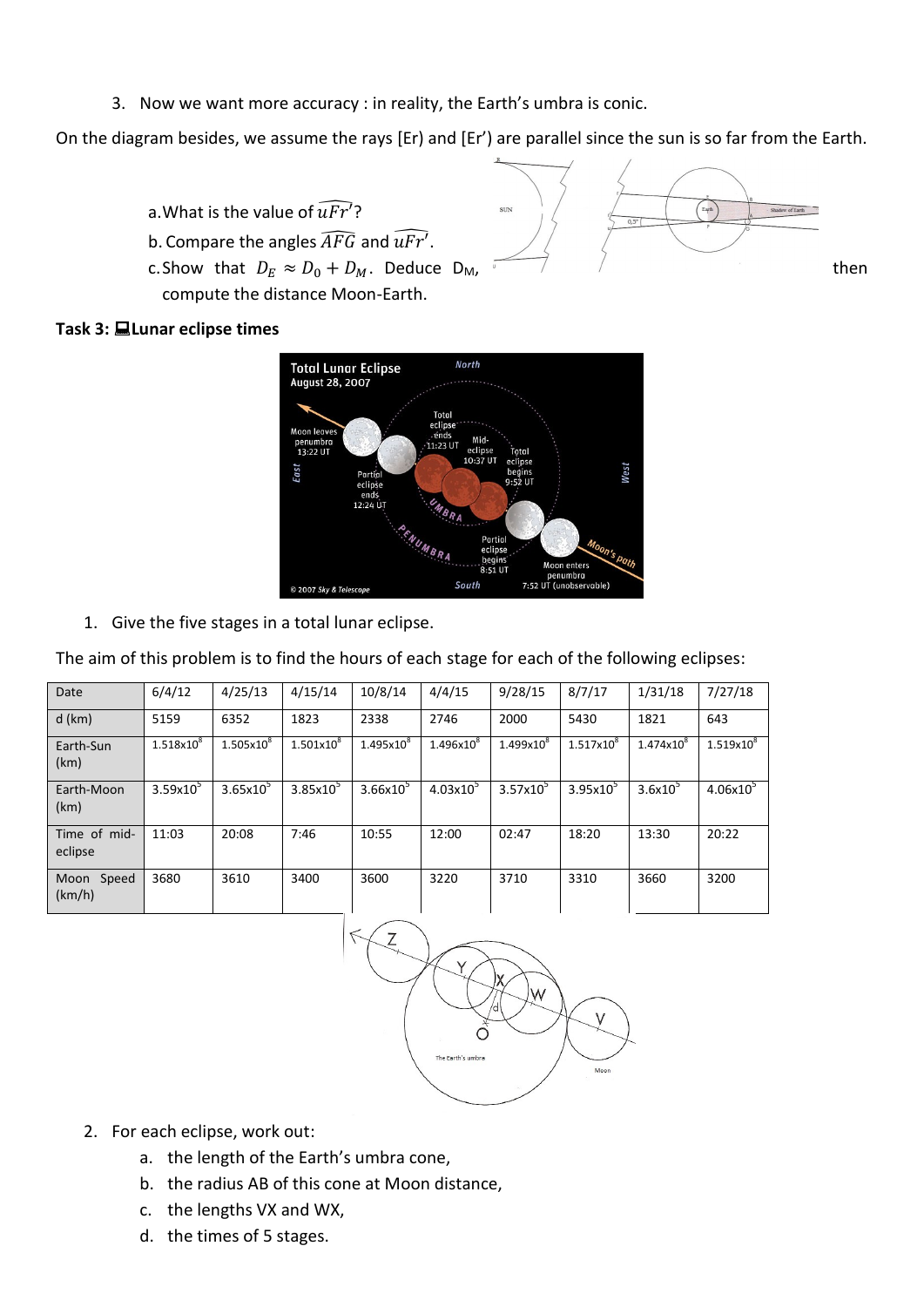3. Now we want more accuracy : in reality, the Earth's umbra is conic.

On the diagram besides, we assume the rays [Er) and [Er') are parallel since the sun is so far from the Earth.

a. What is the value of $\widehat{uFr'}$?

b. Compare the angles $\widehat{AFG}$ and $\widehat{uFr'}$.

c. Show that $D_E \approx D_0 + D_M$. Deduce $D_M$, then compute the distance Moon-Earth.

**Task 3: Lunar eclipse times**

1. Give the five stages in a total lunar eclipse.

The aim of this problem is to find the hours of each stage for each of the following eclipses:

| Date | 6/4/12 | 4/25/13 | 4/15/14 | 10/8/14 | 4/4/15 | 9/28/15 | 8/7/17 | 1/31/18 | 7/27/18 |
|---|---|---|---|---|---|---|---|---|---|
| d (km) | 5159 | 6352 | 1823 | 2338 | 2746 | 2000 | 5430 | 1821 | 643 |
| Earth-Sun (km) | $1.518\times10^8$ | $1.505\times10^8$ | $1.501\times10^8$ | $1.495\times10^8$ | $1.496\times10^8$ | $1.499\times10^8$ | $1.517\times10^8$ | $1.474\times10^8$ | $1.519\times10^8$ |
| Earth-Moon (km) | $3.59\times10^5$ | $3.65\times10^5$ | $3.85\times10^5$ | $3.66\times10^5$ | $4.03\times10^5$ | $3.57\times10^5$ | $3.95\times10^5$ | $3.6\times10^5$ | $4.06\times10^5$ |
| Time of mid-eclipse | 11:03 | 20:08 | 7:46 | 10:55 | 12:00 | 02:47 | 18:20 | 13:30 | 20:22 |
| Moon Speed (km/h) | 3680 | 3610 | 3400 | 3600 | 3220 | 3710 | 3310 | 3660 | 3200 |

2. For each eclipse, work out:
   a. the length of the Earth's umbra cone,
   b. the radius AB of this cone at Moon distance,
   c. the lengths VX and WX,
   d. the times of 5 stages.